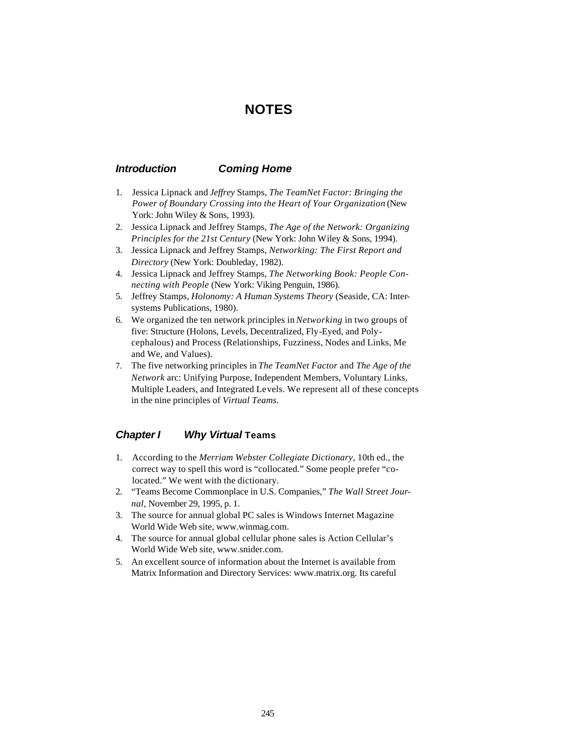# NOTES

## *Introduction* *Coming Home*

1. Jessica Lipnack and Jeffrey Stamps, *The TeamNet Factor: Bringing the Power of Boundary Crossing into the Heart of Your Organization* (New York: John Wiley & Sons, 1993).
2. Jessica Lipnack and Jeffrey Stamps, *The Age of the Network: Organizing Principles for the 21st Century* (New York: John Wiley & Sons, 1994).
3. Jessica Lipnack and Jeffrey Stamps, *Networking: The First Report and Directory* (New York: Doubleday, 1982).
4. Jessica Lipnack and Jeffrey Stamps, *The Networking Book: People Connecting with People* (New York: Viking Penguin, 1986).
5. Jeffrey Stamps, *Holonomy: A Human Systems Theory* (Seaside, CA: Intersystems Publications, 1980).
6. We organized the ten network principles in *Networking* in two groups of five: Structure (Holons, Levels, Decentralized, Fly-Eyed, and Polycephalous) and Process (Relationships, Fuzziness, Nodes and Links, Me and We, and Values).
7. The five networking principles in *The TeamNet Factor* and *The Age of the Network* arc: Unifying Purpose, Independent Members, Voluntary Links, Multiple Leaders, and Integrated Levels. We represent all of these concepts in the nine principles of *Virtual Teams.*

## *Chapter I* *Why Virtual* Teams

1. According to the *Merriam Webster Collegiate Dictionary,* 10th ed., the correct way to spell this word is "collocated." Some people prefer "co-located." We went with the dictionary.
2. "Teams Become Commonplace in U.S. Companies," *The Wall Street Journal,* November 29, 1995, p. 1.
3. The source for annual global PC sales is Windows Internet Magazine World Wide Web site, www.winmag.com.
4. The source for annual global cellular phone sales is Action Cellular's World Wide Web site, www.snider.com.
5. An excellent source of information about the Internet is available from Matrix Information and Directory Services: www.matrix.org. Its careful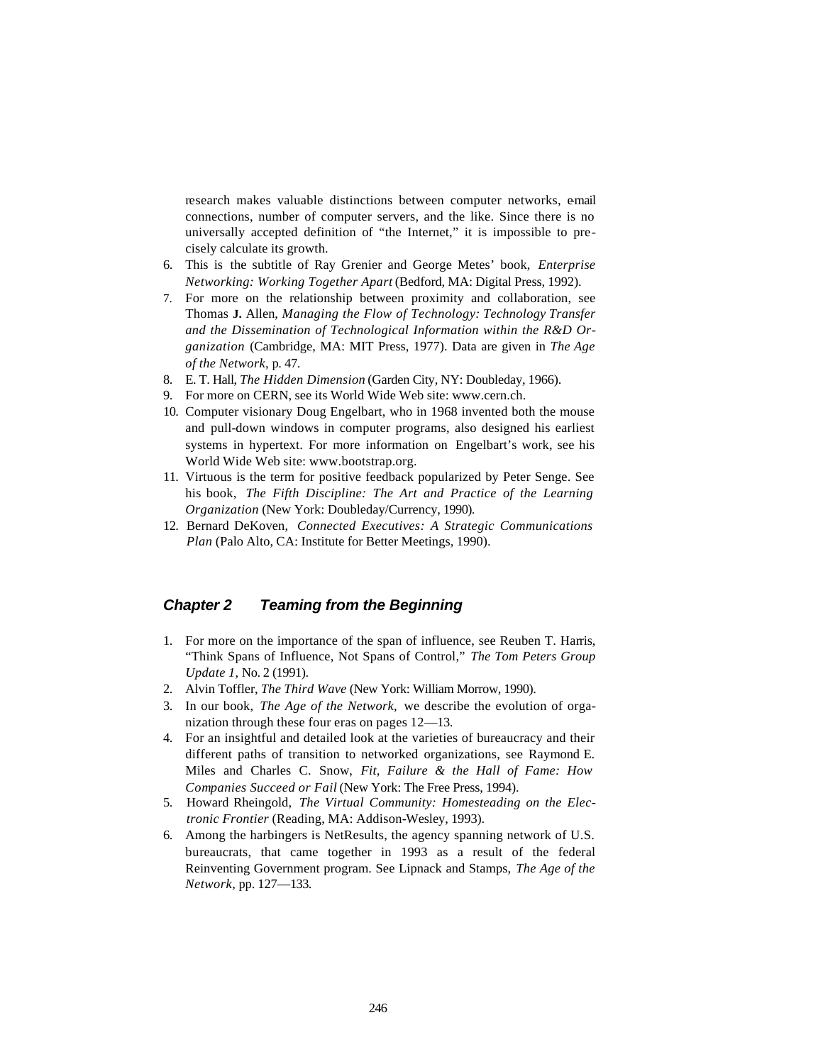research makes valuable distinctions between computer networks, e-mail connections, number of computer servers, and the like. Since there is no universally accepted definition of "the Internet," it is impossible to precisely calculate its growth.

6. This is the subtitle of Ray Grenier and George Metes' book, *Enterprise Networking: Working Together Apart* (Bedford, MA: Digital Press, 1992).
7. For more on the relationship between proximity and collaboration, see Thomas J. Allen, *Managing the Flow of Technology: Technology Transfer and the Dissemination of Technological Information within the R&D Organization* (Cambridge, MA: MIT Press, 1977). Data are given in *The Age of the Network,* p. 47.
8. E. T. Hall, *The Hidden Dimension* (Garden City, NY: Doubleday, 1966).
9. For more on CERN, see its World Wide Web site: www.cern.ch.
10. Computer visionary Doug Engelbart, who in 1968 invented both the mouse and pull-down windows in computer programs, also designed his earliest systems in hypertext. For more information on Engelbart's work, see his World Wide Web site: www.bootstrap.org.
11. Virtuous is the term for positive feedback popularized by Peter Senge. See his book, *The Fifth Discipline: The Art and Practice of the Learning Organization* (New York: Doubleday/Currency, 1990).
12. Bernard DeKoven, *Connected Executives: A Strategic Communications Plan* (Palo Alto, CA: Institute for Better Meetings, 1990).

## *Chapter 2 Teaming from the Beginning*

1. For more on the importance of the span of influence, see Reuben T. Harris, "Think Spans of Influence, Not Spans of Control," *The Tom Peters Group Update 1,* No. 2 (1991).
2. Alvin Toffler, *The Third Wave* (New York: William Morrow, 1990).
3. In our book, *The Age of the Network,* we describe the evolution of organization through these four eras on pages 12—13.
4. For an insightful and detailed look at the varieties of bureaucracy and their different paths of transition to networked organizations, see Raymond E. Miles and Charles C. Snow, *Fit, Failure & the Hall of Fame: How Companies Succeed or Fail* (New York: The Free Press, 1994).
5. Howard Rheingold, *The Virtual Community: Homesteading on the Electronic Frontier* (Reading, MA: Addison-Wesley, 1993).
6. Among the harbingers is NetResults, the agency spanning network of U.S. bureaucrats, that came together in 1993 as a result of the federal Reinventing Government program. See Lipnack and Stamps, *The Age of the Network,* pp. 127—133.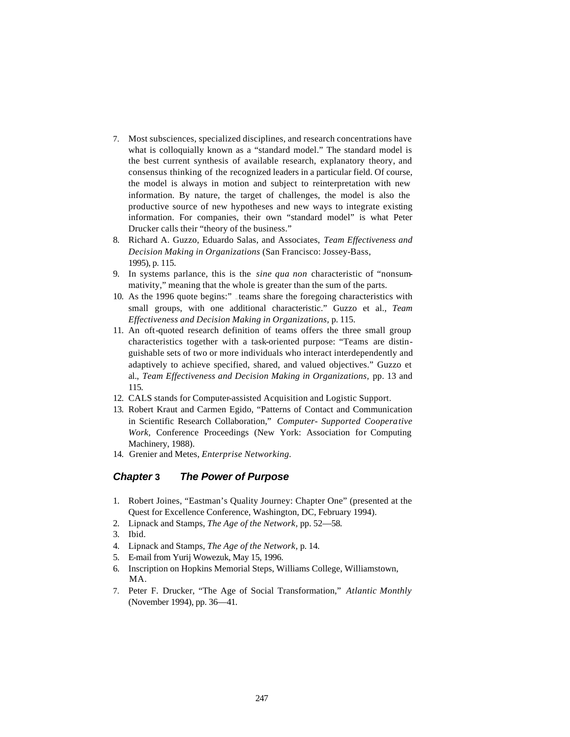7. Most subsciences, specialized disciplines, and research concentrations have what is colloquially known as a "standard model." The standard model is the best current synthesis of available research, explanatory theory, and consensus thinking of the recognized leaders in a particular field. Of course, the model is always in motion and subject to reinterpretation with new information. By nature, the target of challenges, the model is also the productive source of new hypotheses and new ways to integrate existing information. For companies, their own "standard model" is what Peter Drucker calls their "theory of the business."
8. Richard A. Guzzo, Eduardo Salas, and Associates, *Team Effectiveness and Decision Making in Organizations* (San Francisco: Jossey-Bass, 1995), p. 115.
9. In systems parlance, this is the *sine qua non* characteristic of "nonsummativity," meaning that the whole is greater than the sum of the parts.
10. As the 1996 quote begins:" ...teams share the foregoing characteristics with small groups, with one additional characteristic." Guzzo et al., *Team Effectiveness and Decision Making in Organizations,* p. 115.
11. An oft-quoted research definition of teams offers the three small group characteristics together with a task-oriented purpose: "Teams are distinguishable sets of two or more individuals who interact interdependently and adaptively to achieve specified, shared, and valued objectives." Guzzo et al., *Team Effectiveness and Decision Making in Organizations,* pp. 13 and 115.
12. CALS stands for Computer-assisted Acquisition and Logistic Support.
13. Robert Kraut and Carmen Egido, "Patterns of Contact and Communication in Scientific Research Collaboration," *Computer- Supported Cooperative Work,* Conference Proceedings (New York: Association for Computing Machinery, 1988).
14. Grenier and Metes, *Enterprise Networking.*

## *Chapter* 3 *The Power of Purpose*

1. Robert Joines, "Eastman's Quality Journey: Chapter One" (presented at the Quest for Excellence Conference, Washington, DC, February 1994).
2. Lipnack and Stamps, *The Age of the Network,* pp. 52—58.
3. Ibid.
4. Lipnack and Stamps, *The Age of the Network,* p. 14.
5. E-mail from Yurij Wowezuk, May 15, 1996.
6. Inscription on Hopkins Memorial Steps, Williams College, Williamstown, MA.
7. Peter F. Drucker, "The Age of Social Transformation," *Atlantic Monthly* (November 1994), pp. 36—41.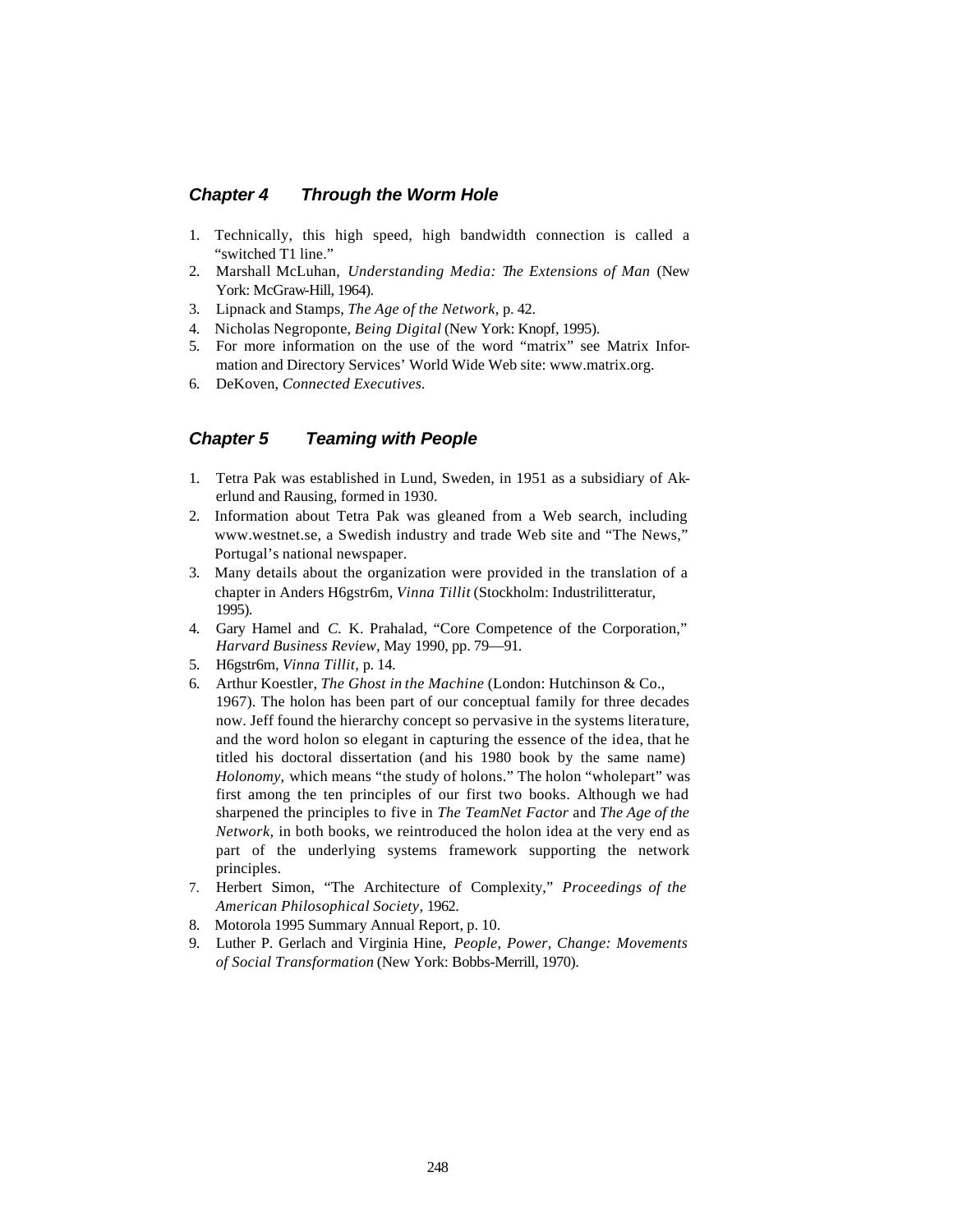## *Chapter 4 Through the Worm Hole*

1. Technically, this high speed, high bandwidth connection is called a "switched T1 line."
2. Marshall McLuhan, *Understanding Media: The Extensions of Man* (New York: McGraw-Hill, 1964).
3. Lipnack and Stamps, *The Age of the Network*, p. 42.
4. Nicholas Negroponte, *Being Digital* (New York: Knopf, 1995).
5. For more information on the use of the word "matrix" see Matrix Information and Directory Services' World Wide Web site: www.matrix.org.
6. DeKoven, *Connected Executives*.

## *Chapter 5 Teaming with People*

1. Tetra Pak was established in Lund, Sweden, in 1951 as a subsidiary of Akerlund and Rausing, formed in 1930.
2. Information about Tetra Pak was gleaned from a Web search, including www.westnet.se, a Swedish industry and trade Web site and "The News," Portugal's national newspaper.
3. Many details about the organization were provided in the translation of a chapter in Anders H6gstr6m, *Vinna Tillit* (Stockholm: Industrilitteratur, 1995).
4. Gary Hamel and C. K. Prahalad, "Core Competence of the Corporation," *Harvard Business Review*, May 1990, pp. 79—91.
5. H6gstr6m, *Vinna Tillit*, p. 14.
6. Arthur Koestler, *The Ghost in the Machine* (London: Hutchinson & Co., 1967). The holon has been part of our conceptual family for three decades now. Jeff found the hierarchy concept so pervasive in the systems literature, and the word holon so elegant in capturing the essence of the idea, that he titled his doctoral dissertation (and his 1980 book by the same name) *Holonomy*, which means "the study of holons." The holon "wholepart" was first among the ten principles of our first two books. Although we had sharpened the principles to five in *The TeamNet Factor* and *The Age of the Network*, in both books, we reintroduced the holon idea at the very end as part of the underlying systems framework supporting the network principles.
7. Herbert Simon, "The Architecture of Complexity," *Proceedings of the American Philosophical Society*, 1962.
8. Motorola 1995 Summary Annual Report, p. 10.
9. Luther P. Gerlach and Virginia Hine, *People, Power, Change: Movements of Social Transformation* (New York: Bobbs-Merrill, 1970).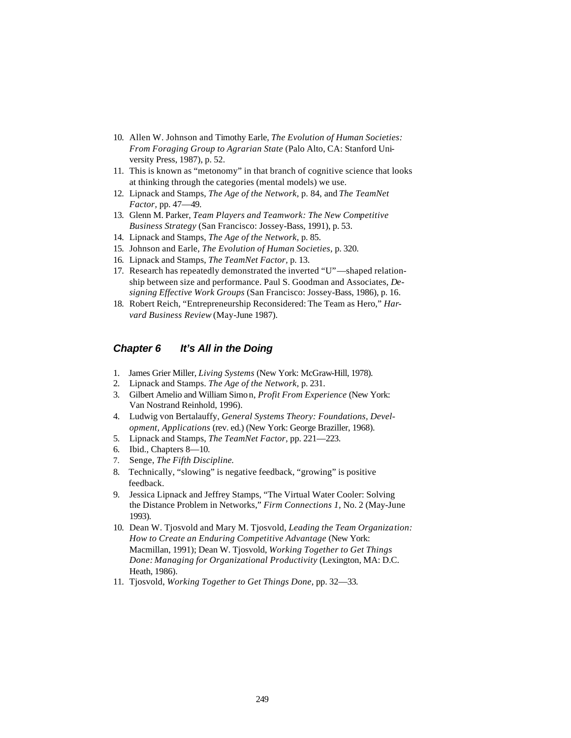10. Allen W. Johnson and Timothy Earle, *The Evolution of Human Societies: From Foraging Group to Agrarian State* (Palo Alto, CA: Stanford University Press, 1987), p. 52.
11. This is known as "metonomy" in that branch of cognitive science that looks at thinking through the categories (mental models) we use.
12. Lipnack and Stamps, *The Age of the Network*, p. 84, and *The TeamNet Factor*, pp. 47—49.
13. Glenn M. Parker, *Team Players and Teamwork: The New Competitive Business Strategy* (San Francisco: Jossey-Bass, 1991), p. 53.
14. Lipnack and Stamps, *The Age of the Network*, p. 85.
15. Johnson and Earle, *The Evolution of Human Societies*, p. 320.
16. Lipnack and Stamps, *The TeamNet Factor*, p. 13.
17. Research has repeatedly demonstrated the inverted "U"—shaped relationship between size and performance. Paul S. Goodman and Associates, *Designing Effective Work Groups* (San Francisco: Jossey-Bass, 1986), p. 16.
18. Robert Reich, "Entrepreneurship Reconsidered: The Team as Hero," *Harvard Business Review* (May-June 1987).

## *Chapter 6 It's All in the Doing*

1. James Grier Miller, *Living Systems* (New York: McGraw-Hill, 1978).
2. Lipnack and Stamps. *The Age of the Network*, p. 231.
3. Gilbert Amelio and William Simon, *Profit From Experience* (New York: Van Nostrand Reinhold, 1996).
4. Ludwig von Bertalauffy, *General Systems Theory: Foundations, Development, Applications* (rev. ed.) (New York: George Braziller, 1968).
5. Lipnack and Stamps, *The TeamNet Factor*, pp. 221—223.
6. Ibid., Chapters 8—10.
7. Senge, *The Fifth Discipline.*
8. Technically, "slowing" is negative feedback, "growing" is positive feedback.
9. Jessica Lipnack and Jeffrey Stamps, "The Virtual Water Cooler: Solving the Distance Problem in Networks," *Firm Connections 1*, No. 2 (May-June 1993).
10. Dean W. Tjosvold and Mary M. Tjosvold, *Leading the Team Organization: How to Create an Enduring Competitive Advantage* (New York: Macmillan, 1991); Dean W. Tjosvold, *Working Together to Get Things Done: Managing for Organizational Productivity* (Lexington, MA: D.C. Heath, 1986).
11. Tjosvold, *Working Together to Get Things Done*, pp. 32—33.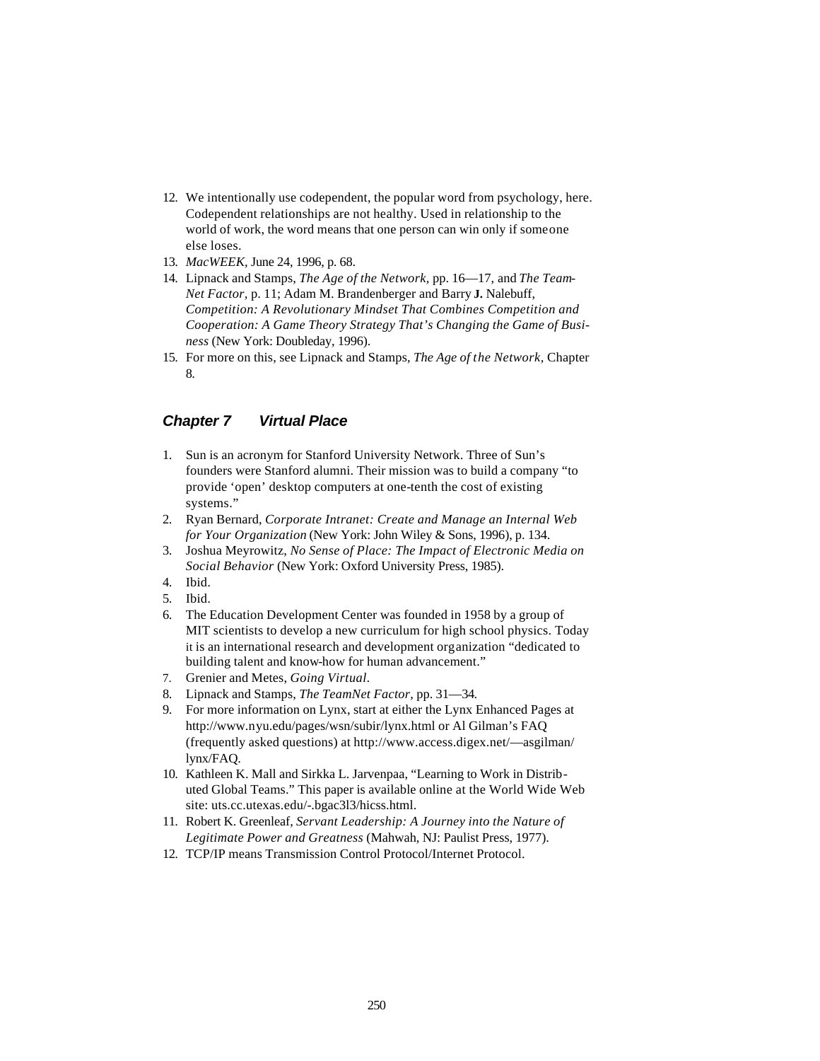12. We intentionally use codependent, the popular word from psychology, here. Codependent relationships are not healthy. Used in relationship to the world of work, the word means that one person can win only if someone else loses.
13. *MacWEEK,* June 24, 1996, p. 68.
14. Lipnack and Stamps, *The Age of the Network,* pp. 16—17, and *The Team-Net Factor,* p. 11; Adam M. Brandenberger and Barry **J.** Nalebuff, *Competition: A Revolutionary Mindset That Combines Competition and Cooperation: A Game Theory Strategy That's Changing the Game of Business* (New York: Doubleday, 1996).
15. For more on this, see Lipnack and Stamps, *The Age of the Network,* Chapter 8.

### *Chapter 7 Virtual Place*

1. Sun is an acronym for Stanford University Network. Three of Sun's founders were Stanford alumni. Their mission was to build a company "to provide 'open' desktop computers at one-tenth the cost of existing systems."
2. Ryan Bernard, *Corporate Intranet: Create and Manage an Internal Web for Your Organization* (New York: John Wiley & Sons, 1996), p. 134.
3. Joshua Meyrowitz, *No Sense of Place: The Impact of Electronic Media on Social Behavior* (New York: Oxford University Press, 1985).
4. Ibid.
5. Ibid.
6. The Education Development Center was founded in 1958 by a group of MIT scientists to develop a new curriculum for high school physics. Today it is an international research and development organization "dedicated to building talent and know-how for human advancement."
7. Grenier and Metes, *Going Virtual*.
8. Lipnack and Stamps, *The TeamNet Factor,* pp. 31—34.
9. For more information on Lynx, start at either the Lynx Enhanced Pages at http://www.nyu.edu/pages/wsn/subir/lynx.html or Al Gilman's FAQ (frequently asked questions) at http://www.access.digex.net/—asgilman/lynx/FAQ.
10. Kathleen K. Mall and Sirkka L. Jarvenpaa, "Learning to Work in Distributed Global Teams." This paper is available online at the World Wide Web site: uts.cc.utexas.edu/-.bgac3l3/hicss.html.
11. Robert K. Greenleaf, *Servant Leadership: A Journey into the Nature of Legitimate Power and Greatness* (Mahwah, NJ: Paulist Press, 1977).
12. TCP/IP means Transmission Control Protocol/Internet Protocol.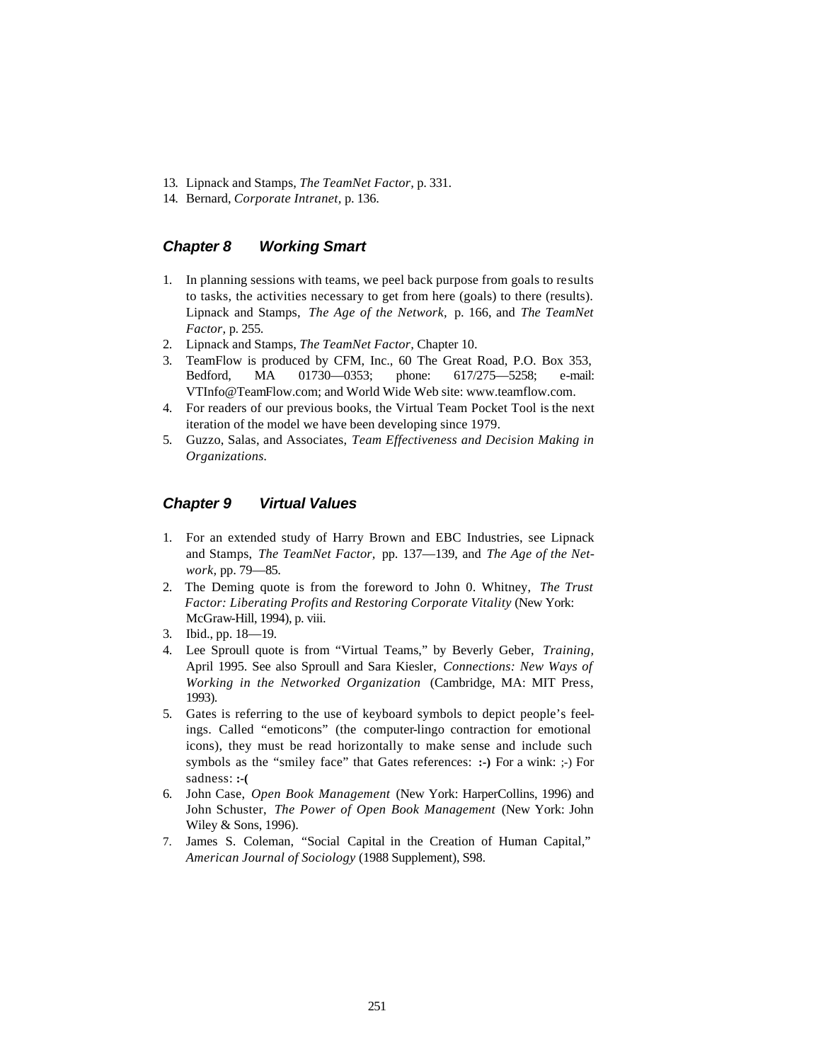13. Lipnack and Stamps, *The TeamNet Factor*, p. 331.
14. Bernard, *Corporate Intranet*, p. 136.

## *Chapter 8 Working Smart*

1. In planning sessions with teams, we peel back purpose from goals to results to tasks, the activities necessary to get from here (goals) to there (results). Lipnack and Stamps, *The Age of the Network*, p. 166, and *The TeamNet Factor*, p. 255.
2. Lipnack and Stamps, *The TeamNet Factor*, Chapter 10.
3. TeamFlow is produced by CFM, Inc., 60 The Great Road, P.O. Box 353, Bedford, MA 01730—0353; phone: 617/275—5258; e-mail: VTInfo@TeamFlow.com; and World Wide Web site: www.teamflow.com.
4. For readers of our previous books, the Virtual Team Pocket Tool is the next iteration of the model we have been developing since 1979.
5. Guzzo, Salas, and Associates, *Team Effectiveness and Decision Making in Organizations*.

## *Chapter 9 Virtual Values*

1. For an extended study of Harry Brown and EBC Industries, see Lipnack and Stamps, *The TeamNet Factor*, pp. 137—139, and *The Age of the Network*, pp. 79—85.
2. The Deming quote is from the foreword to John 0. Whitney, *The Trust Factor: Liberating Profits and Restoring Corporate Vitality* (New York: McGraw-Hill, 1994), p. viii.
3. Ibid., pp. 18—19.
4. Lee Sproull quote is from "Virtual Teams," by Beverly Geber, *Training*, April 1995. See also Sproull and Sara Kiesler, *Connections: New Ways of Working in the Networked Organization* (Cambridge, MA: MIT Press, 1993).
5. Gates is referring to the use of keyboard symbols to depict people's feelings. Called "emoticons" (the computer-lingo contraction for emotional icons), they must be read horizontally to make sense and include such symbols as the "smiley face" that Gates references: **:-)** For a wink: ;-) For sadness: **:-(**
6. John Case, *Open Book Management* (New York: HarperCollins, 1996) and John Schuster, *The Power of Open Book Management* (New York: John Wiley & Sons, 1996).
7. James S. Coleman, "Social Capital in the Creation of Human Capital," *American Journal of Sociology* (1988 Supplement), S98.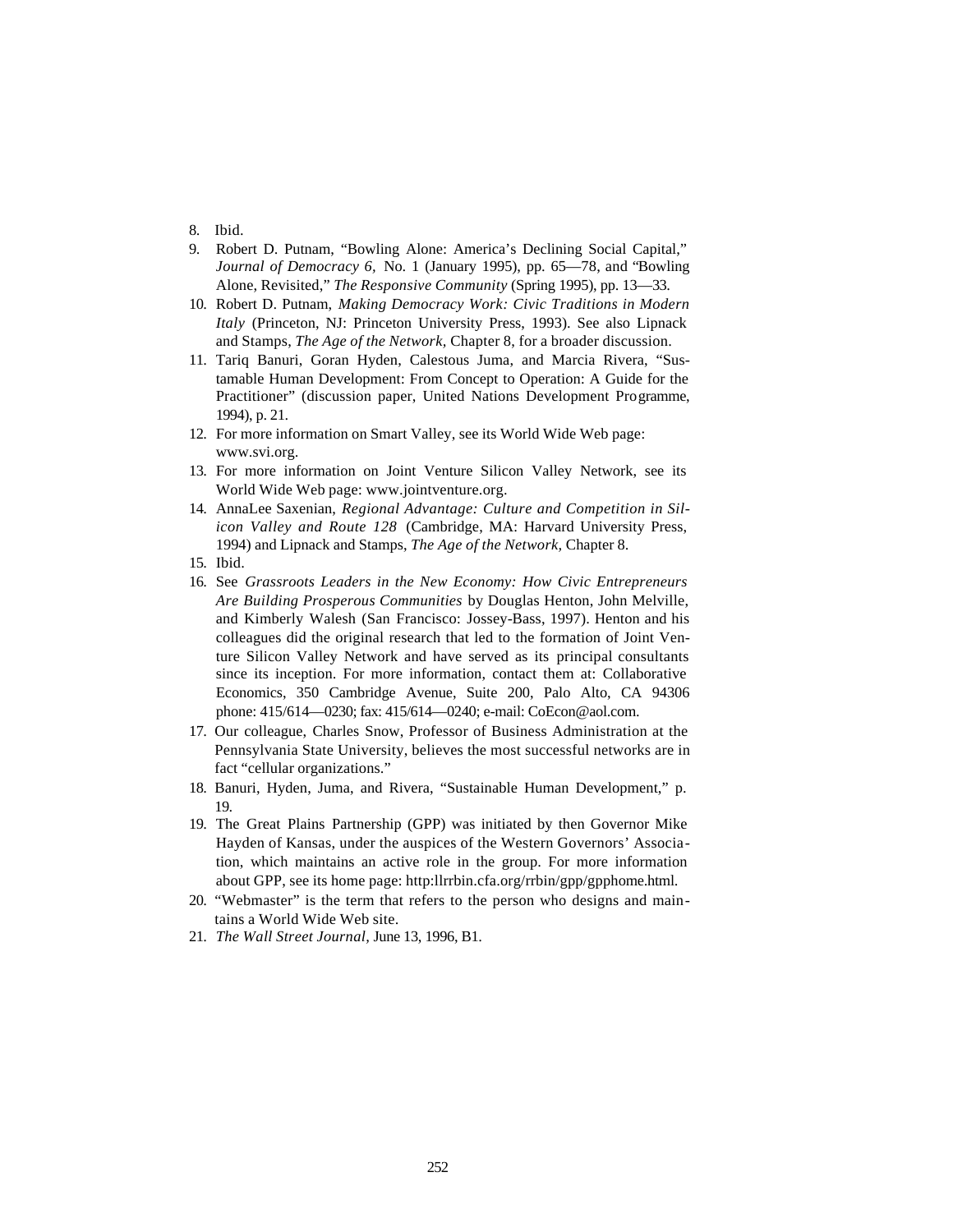8. Ibid.
9. Robert D. Putnam, "Bowling Alone: America's Declining Social Capital," *Journal of Democracy 6,* No. 1 (January 1995), pp. 65—78, and "Bowling Alone, Revisited," *The Responsive Community* (Spring 1995), pp. 13—33.
10. Robert D. Putnam, *Making Democracy Work: Civic Traditions in Modern Italy* (Princeton, NJ: Princeton University Press, 1993). See also Lipnack and Stamps, *The Age of the Network,* Chapter 8, for a broader discussion.
11. Tariq Banuri, Goran Hyden, Calestous Juma, and Marcia Rivera, "Sustamable Human Development: From Concept to Operation: A Guide for the Practitioner" (discussion paper, United Nations Development Programme, 1994), p. 21.
12. For more information on Smart Valley, see its World Wide Web page: www.svi.org.
13. For more information on Joint Venture Silicon Valley Network, see its World Wide Web page: www.jointventure.org.
14. AnnaLee Saxenian, *Regional Advantage: Culture and Competition in Silicon Valley and Route 128* (Cambridge, MA: Harvard University Press, 1994) and Lipnack and Stamps, *The Age of the Network,* Chapter 8.
15. Ibid.
16. See *Grassroots Leaders in the New Economy: How Civic Entrepreneurs Are Building Prosperous Communities* by Douglas Henton, John Melville, and Kimberly Walesh (San Francisco: Jossey-Bass, 1997). Henton and his colleagues did the original research that led to the formation of Joint Venture Silicon Valley Network and have served as its principal consultants since its inception. For more information, contact them at: Collaborative Economics, 350 Cambridge Avenue, Suite 200, Palo Alto, CA 94306 phone: 415/614—0230; fax: 415/614—0240; e-mail: CoEcon@aol.com.
17. Our colleague, Charles Snow, Professor of Business Administration at the Pennsylvania State University, believes the most successful networks are in fact "cellular organizations."
18. Banuri, Hyden, Juma, and Rivera, "Sustainable Human Development," p. 19.
19. The Great Plains Partnership (GPP) was initiated by then Governor Mike Hayden of Kansas, under the auspices of the Western Governors' Association, which maintains an active role in the group. For more information about GPP, see its home page: http:llrrbin.cfa.org/rrbin/gpp/gpphome.html.
20. "Webmaster" is the term that refers to the person who designs and maintains a World Wide Web site.
21. *The Wall Street Journal,* June 13, 1996, B1.